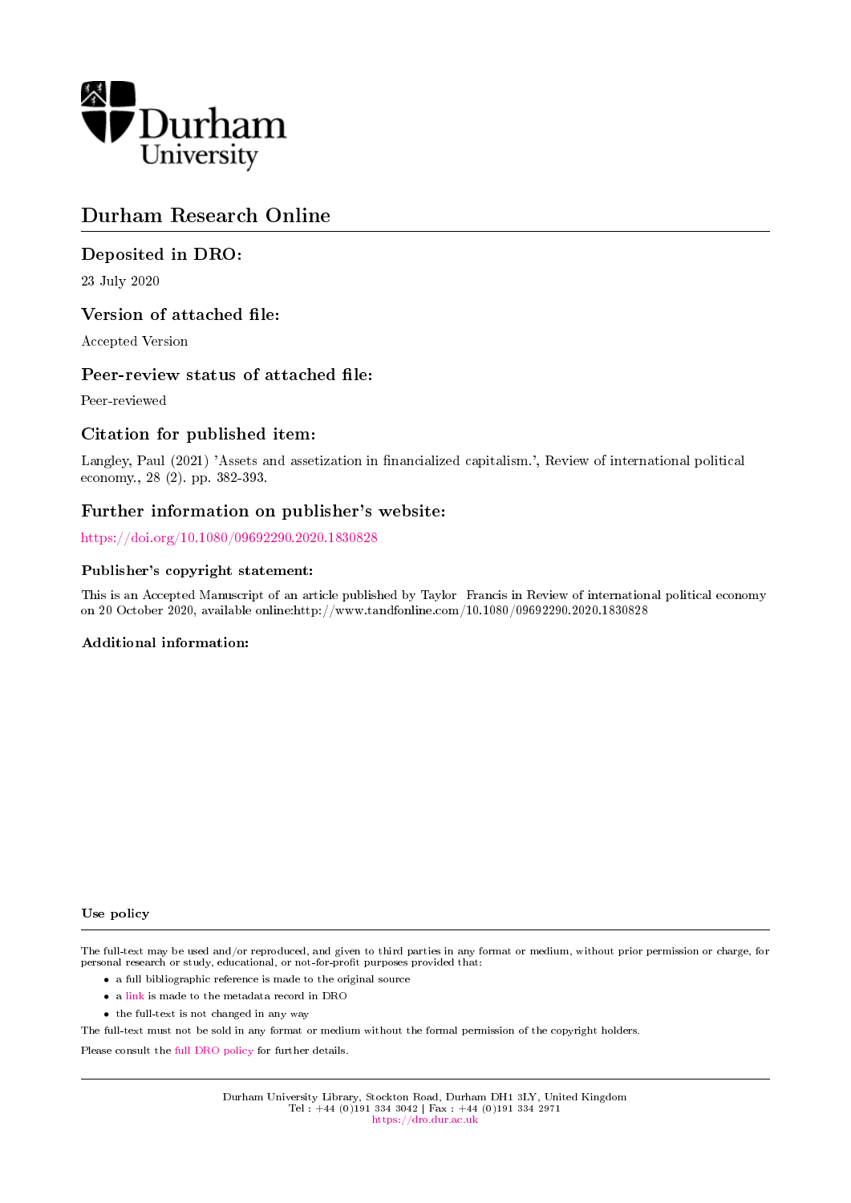Durham University

# Durham Research Online

## Deposited in DRO:

23 July 2020

## Version of attached file:

Accepted Version

## Peer-review status of attached file:

Peer-reviewed

## Citation for published item:

Langley, Paul (2021) 'Assets and assetization in financialized capitalism.', Review of international political economy., 28 (2). pp. 382-393.

## Further information on publisher's website:

https://doi.org/10.1080/09692290.2020.1830828

### Publisher's copyright statement:

This is an Accepted Manuscript of an article published by Taylor Francis in Review of international political economy on 20 October 2020, available online:http://www.tandfonline.com/10.1080/09692290.2020.1830828

### Additional information:

#### Use policy

The full-text may be used and/or reproduced, and given to third parties in any format or medium, without prior permission or charge, for personal research or study, educational, or not-for-profit purposes provided that:

- a full bibliographic reference is made to the original source
- a link is made to the metadata record in DRO
- the full-text is not changed in any way

The full-text must not be sold in any format or medium without the formal permission of the copyright holders.

Please consult the full DRO policy for further details.

Durham University Library, Stockton Road, Durham DH1 3LY, United Kingdom
Tel : +44 (0)191 334 3042 | Fax : +44 (0)191 334 2971
https://dro.dur.ac.uk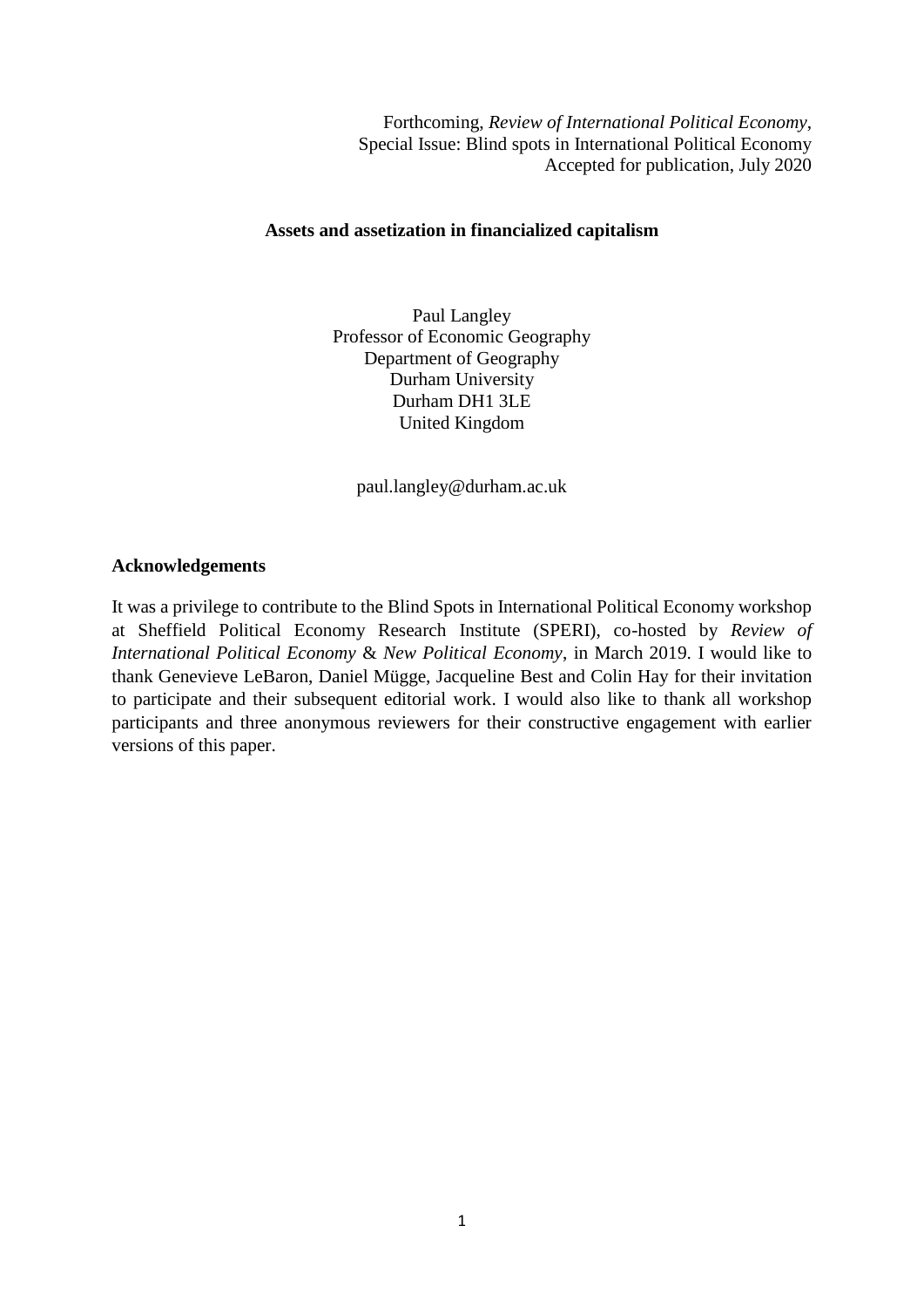Forthcoming, *Review of International Political Economy*,
Special Issue: Blind spots in International Political Economy
Accepted for publication, July 2020

**Assets and assetization in financialized capitalism**

Paul Langley
Professor of Economic Geography
Department of Geography
Durham University
Durham DH1 3LE
United Kingdom

paul.langley@durham.ac.uk

**Acknowledgements**

It was a privilege to contribute to the Blind Spots in International Political Economy workshop at Sheffield Political Economy Research Institute (SPERI), co-hosted by *Review of International Political Economy* & *New Political Economy*, in March 2019. I would like to thank Genevieve LeBaron, Daniel Mügge, Jacqueline Best and Colin Hay for their invitation to participate and their subsequent editorial work. I would also like to thank all workshop participants and three anonymous reviewers for their constructive engagement with earlier versions of this paper.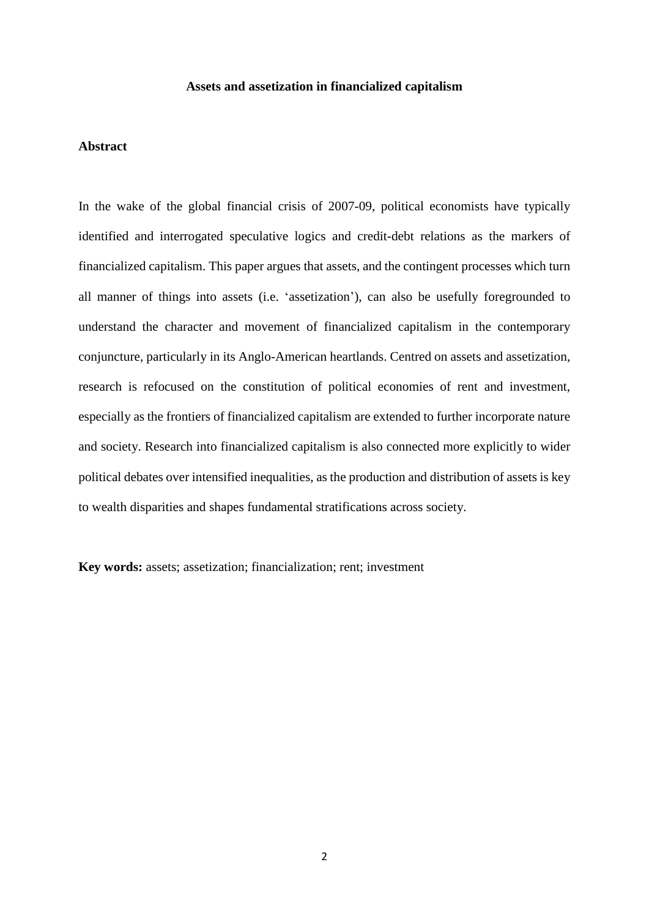**Assets and assetization in financialized capitalism**

## Abstract

In the wake of the global financial crisis of 2007-09, political economists have typically identified and interrogated speculative logics and credit-debt relations as the markers of financialized capitalism. This paper argues that assets, and the contingent processes which turn all manner of things into assets (i.e. 'assetization'), can also be usefully foregrounded to understand the character and movement of financialized capitalism in the contemporary conjuncture, particularly in its Anglo-American heartlands. Centred on assets and assetization, research is refocused on the constitution of political economies of rent and investment, especially as the frontiers of financialized capitalism are extended to further incorporate nature and society. Research into financialized capitalism is also connected more explicitly to wider political debates over intensified inequalities, as the production and distribution of assets is key to wealth disparities and shapes fundamental stratifications across society.

**Key words:** assets; assetization; financialization; rent; investment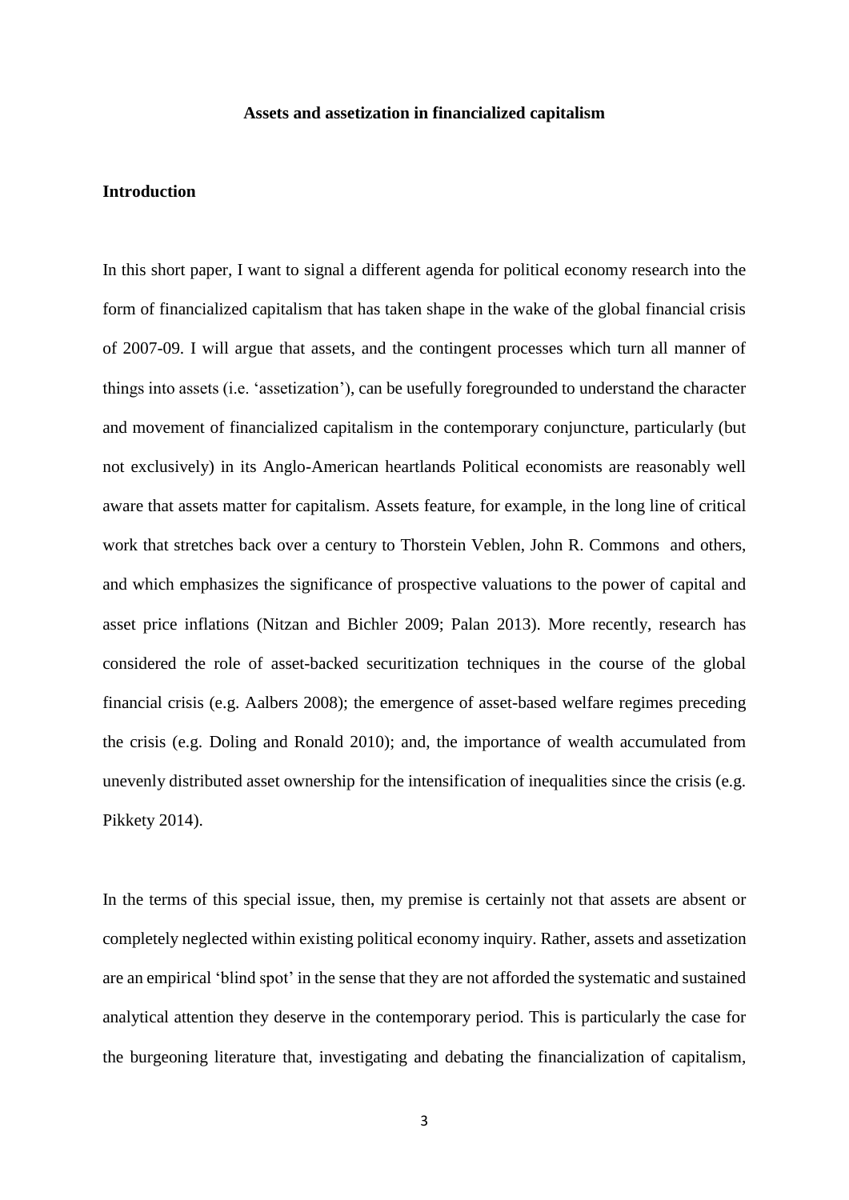**Assets and assetization in financialized capitalism**

## Introduction

In this short paper, I want to signal a different agenda for political economy research into the form of financialized capitalism that has taken shape in the wake of the global financial crisis of 2007-09. I will argue that assets, and the contingent processes which turn all manner of things into assets (i.e. 'assetization'), can be usefully foregrounded to understand the character and movement of financialized capitalism in the contemporary conjuncture, particularly (but not exclusively) in its Anglo-American heartlands Political economists are reasonably well aware that assets matter for capitalism. Assets feature, for example, in the long line of critical work that stretches back over a century to Thorstein Veblen, John R. Commons and others, and which emphasizes the significance of prospective valuations to the power of capital and asset price inflations (Nitzan and Bichler 2009; Palan 2013). More recently, research has considered the role of asset-backed securitization techniques in the course of the global financial crisis (e.g. Aalbers 2008); the emergence of asset-based welfare regimes preceding the crisis (e.g. Doling and Ronald 2010); and, the importance of wealth accumulated from unevenly distributed asset ownership for the intensification of inequalities since the crisis (e.g. Pikkety 2014).

In the terms of this special issue, then, my premise is certainly not that assets are absent or completely neglected within existing political economy inquiry. Rather, assets and assetization are an empirical 'blind spot' in the sense that they are not afforded the systematic and sustained analytical attention they deserve in the contemporary period. This is particularly the case for the burgeoning literature that, investigating and debating the financialization of capitalism,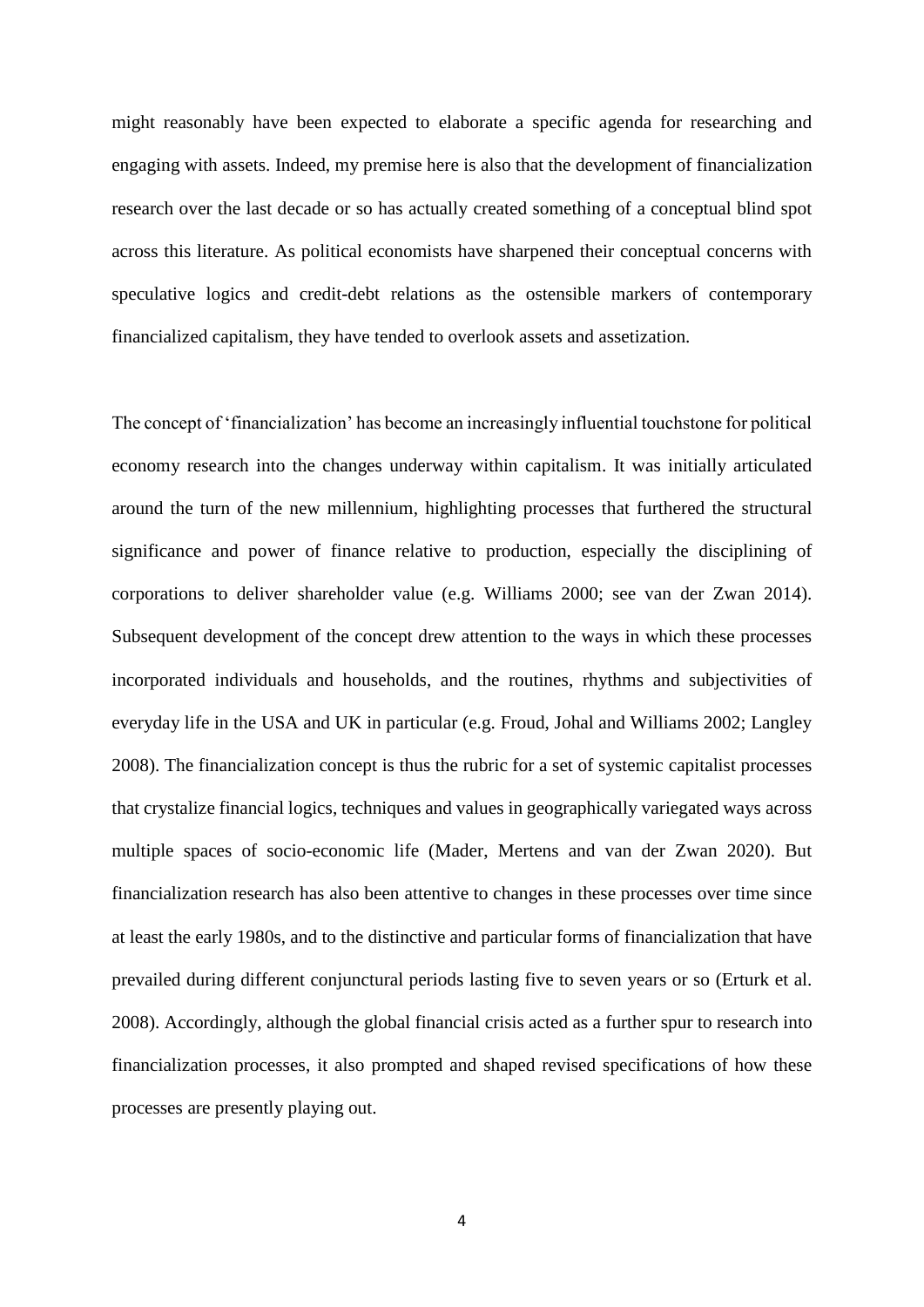might reasonably have been expected to elaborate a specific agenda for researching and engaging with assets. Indeed, my premise here is also that the development of financialization research over the last decade or so has actually created something of a conceptual blind spot across this literature. As political economists have sharpened their conceptual concerns with speculative logics and credit-debt relations as the ostensible markers of contemporary financialized capitalism, they have tended to overlook assets and assetization.

The concept of 'financialization' has become an increasingly influential touchstone for political economy research into the changes underway within capitalism. It was initially articulated around the turn of the new millennium, highlighting processes that furthered the structural significance and power of finance relative to production, especially the disciplining of corporations to deliver shareholder value (e.g. Williams 2000; see van der Zwan 2014). Subsequent development of the concept drew attention to the ways in which these processes incorporated individuals and households, and the routines, rhythms and subjectivities of everyday life in the USA and UK in particular (e.g. Froud, Johal and Williams 2002; Langley 2008). The financialization concept is thus the rubric for a set of systemic capitalist processes that crystalize financial logics, techniques and values in geographically variegated ways across multiple spaces of socio-economic life (Mader, Mertens and van der Zwan 2020). But financialization research has also been attentive to changes in these processes over time since at least the early 1980s, and to the distinctive and particular forms of financialization that have prevailed during different conjunctural periods lasting five to seven years or so (Erturk et al. 2008). Accordingly, although the global financial crisis acted as a further spur to research into financialization processes, it also prompted and shaped revised specifications of how these processes are presently playing out.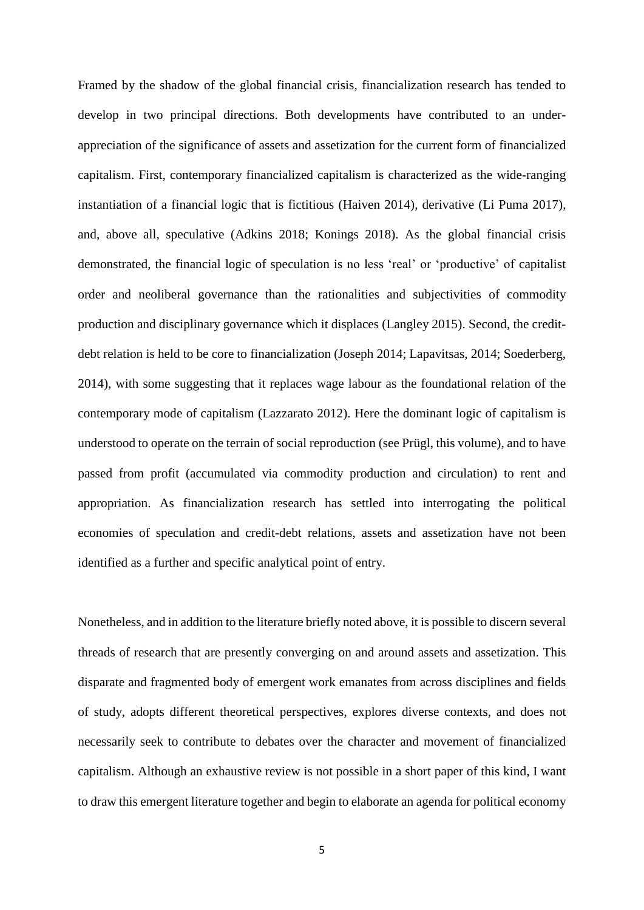Framed by the shadow of the global financial crisis, financialization research has tended to develop in two principal directions. Both developments have contributed to an under-appreciation of the significance of assets and assetization for the current form of financialized capitalism. First, contemporary financialized capitalism is characterized as the wide-ranging instantiation of a financial logic that is fictitious (Haiven 2014), derivative (Li Puma 2017), and, above all, speculative (Adkins 2018; Konings 2018). As the global financial crisis demonstrated, the financial logic of speculation is no less 'real' or 'productive' of capitalist order and neoliberal governance than the rationalities and subjectivities of commodity production and disciplinary governance which it displaces (Langley 2015). Second, the credit-debt relation is held to be core to financialization (Joseph 2014; Lapavitsas, 2014; Soederberg, 2014), with some suggesting that it replaces wage labour as the foundational relation of the contemporary mode of capitalism (Lazzarato 2012). Here the dominant logic of capitalism is understood to operate on the terrain of social reproduction (see Prügl, this volume), and to have passed from profit (accumulated via commodity production and circulation) to rent and appropriation. As financialization research has settled into interrogating the political economies of speculation and credit-debt relations, assets and assetization have not been identified as a further and specific analytical point of entry.

Nonetheless, and in addition to the literature briefly noted above, it is possible to discern several threads of research that are presently converging on and around assets and assetization. This disparate and fragmented body of emergent work emanates from across disciplines and fields of study, adopts different theoretical perspectives, explores diverse contexts, and does not necessarily seek to contribute to debates over the character and movement of financialized capitalism. Although an exhaustive review is not possible in a short paper of this kind, I want to draw this emergent literature together and begin to elaborate an agenda for political economy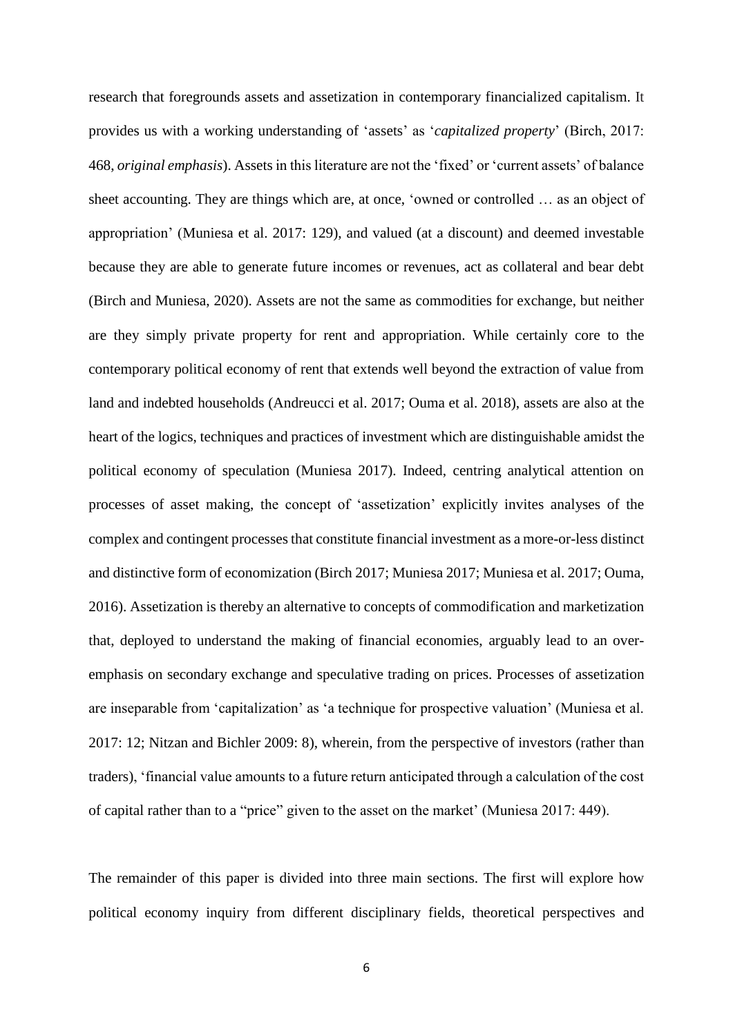research that foregrounds assets and assetization in contemporary financialized capitalism. It provides us with a working understanding of 'assets' as '*capitalized property*' (Birch, 2017: 468, *original emphasis*). Assets in this literature are not the 'fixed' or 'current assets' of balance sheet accounting. They are things which are, at once, 'owned or controlled … as an object of appropriation' (Muniesa et al. 2017: 129), and valued (at a discount) and deemed investable because they are able to generate future incomes or revenues, act as collateral and bear debt (Birch and Muniesa, 2020). Assets are not the same as commodities for exchange, but neither are they simply private property for rent and appropriation. While certainly core to the contemporary political economy of rent that extends well beyond the extraction of value from land and indebted households (Andreucci et al. 2017; Ouma et al. 2018), assets are also at the heart of the logics, techniques and practices of investment which are distinguishable amidst the political economy of speculation (Muniesa 2017). Indeed, centring analytical attention on processes of asset making, the concept of 'assetization' explicitly invites analyses of the complex and contingent processes that constitute financial investment as a more-or-less distinct and distinctive form of economization (Birch 2017; Muniesa 2017; Muniesa et al. 2017; Ouma, 2016). Assetization is thereby an alternative to concepts of commodification and marketization that, deployed to understand the making of financial economies, arguably lead to an over-emphasis on secondary exchange and speculative trading on prices. Processes of assetization are inseparable from 'capitalization' as 'a technique for prospective valuation' (Muniesa et al. 2017: 12; Nitzan and Bichler 2009: 8), wherein, from the perspective of investors (rather than traders), 'financial value amounts to a future return anticipated through a calculation of the cost of capital rather than to a "price" given to the asset on the market' (Muniesa 2017: 449).

The remainder of this paper is divided into three main sections. The first will explore how political economy inquiry from different disciplinary fields, theoretical perspectives and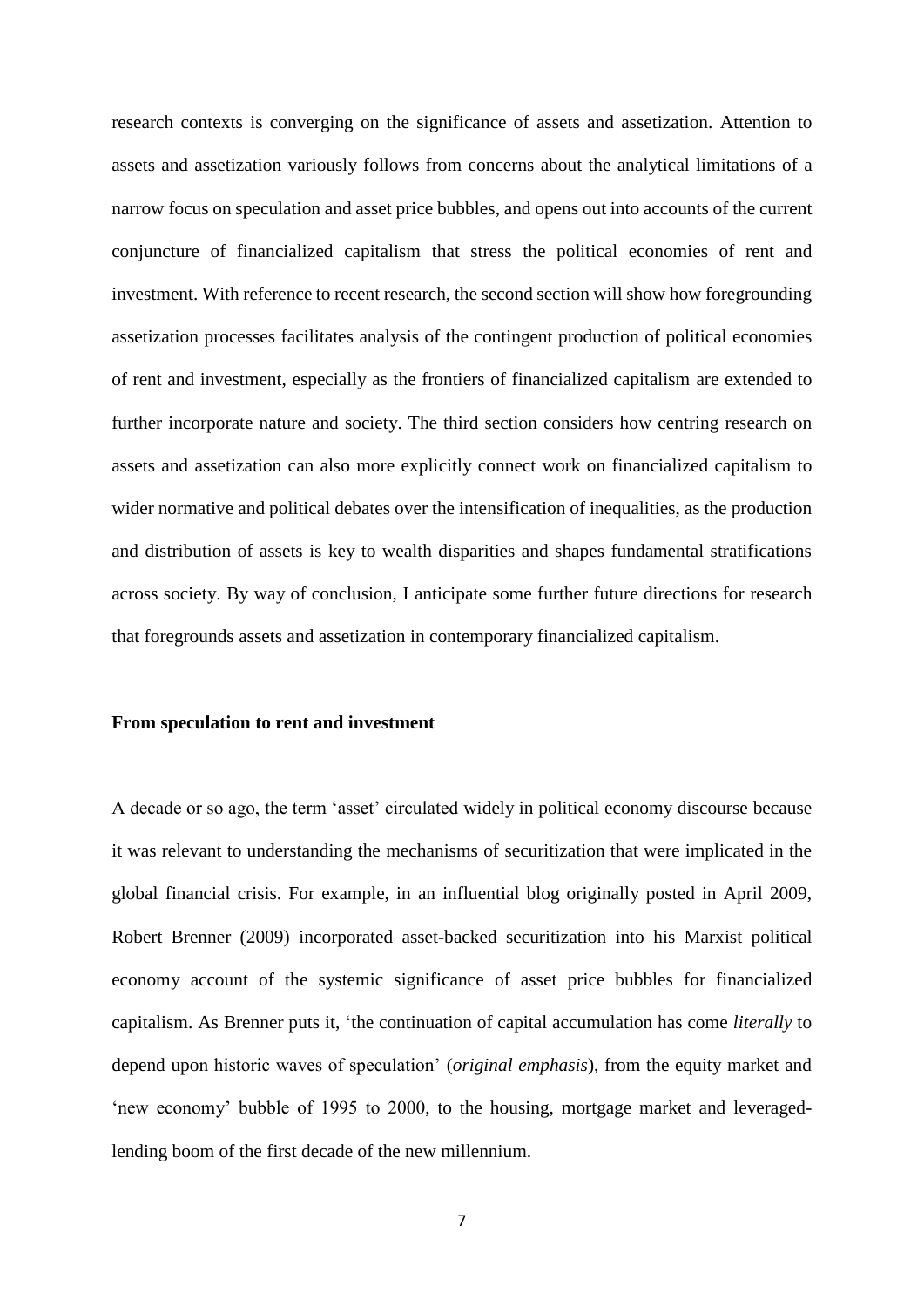research contexts is converging on the significance of assets and assetization. Attention to assets and assetization variously follows from concerns about the analytical limitations of a narrow focus on speculation and asset price bubbles, and opens out into accounts of the current conjuncture of financialized capitalism that stress the political economies of rent and investment. With reference to recent research, the second section will show how foregrounding assetization processes facilitates analysis of the contingent production of political economies of rent and investment, especially as the frontiers of financialized capitalism are extended to further incorporate nature and society. The third section considers how centring research on assets and assetization can also more explicitly connect work on financialized capitalism to wider normative and political debates over the intensification of inequalities, as the production and distribution of assets is key to wealth disparities and shapes fundamental stratifications across society. By way of conclusion, I anticipate some further future directions for research that foregrounds assets and assetization in contemporary financialized capitalism.

**From speculation to rent and investment**

A decade or so ago, the term 'asset' circulated widely in political economy discourse because it was relevant to understanding the mechanisms of securitization that were implicated in the global financial crisis. For example, in an influential blog originally posted in April 2009, Robert Brenner (2009) incorporated asset-backed securitization into his Marxist political economy account of the systemic significance of asset price bubbles for financialized capitalism. As Brenner puts it, 'the continuation of capital accumulation has come *literally* to depend upon historic waves of speculation' (*original emphasis*), from the equity market and 'new economy' bubble of 1995 to 2000, to the housing, mortgage market and leveraged-lending boom of the first decade of the new millennium.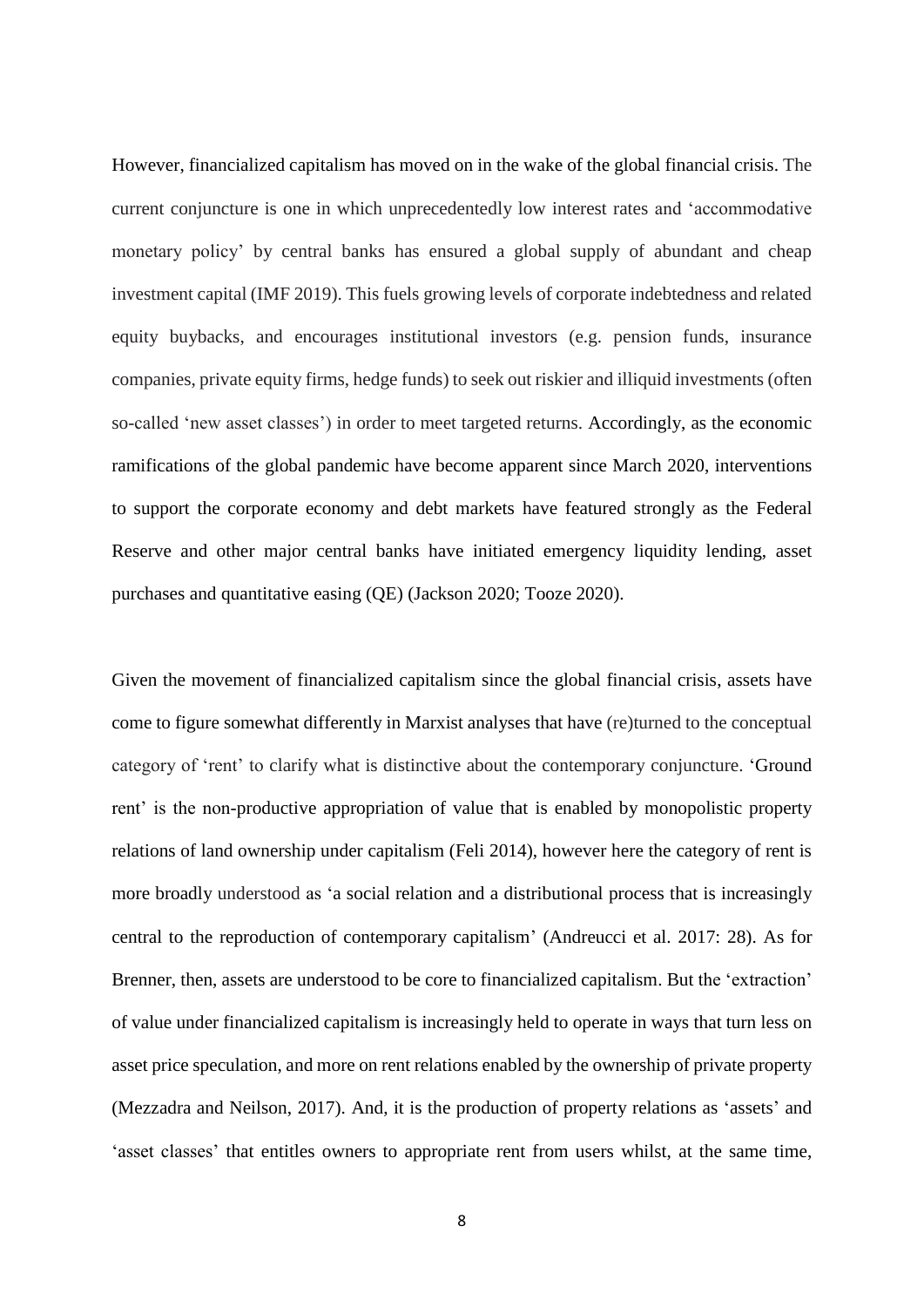However, financialized capitalism has moved on in the wake of the global financial crisis. The current conjuncture is one in which unprecedentedly low interest rates and 'accommodative monetary policy' by central banks has ensured a global supply of abundant and cheap investment capital (IMF 2019). This fuels growing levels of corporate indebtedness and related equity buybacks, and encourages institutional investors (e.g. pension funds, insurance companies, private equity firms, hedge funds) to seek out riskier and illiquid investments (often so-called 'new asset classes') in order to meet targeted returns. Accordingly, as the economic ramifications of the global pandemic have become apparent since March 2020, interventions to support the corporate economy and debt markets have featured strongly as the Federal Reserve and other major central banks have initiated emergency liquidity lending, asset purchases and quantitative easing (QE) (Jackson 2020; Tooze 2020).

Given the movement of financialized capitalism since the global financial crisis, assets have come to figure somewhat differently in Marxist analyses that have (re)turned to the conceptual category of 'rent' to clarify what is distinctive about the contemporary conjuncture. 'Ground rent' is the non-productive appropriation of value that is enabled by monopolistic property relations of land ownership under capitalism (Feli 2014), however here the category of rent is more broadly understood as 'a social relation and a distributional process that is increasingly central to the reproduction of contemporary capitalism' (Andreucci et al. 2017: 28). As for Brenner, then, assets are understood to be core to financialized capitalism. But the 'extraction' of value under financialized capitalism is increasingly held to operate in ways that turn less on asset price speculation, and more on rent relations enabled by the ownership of private property (Mezzadra and Neilson, 2017). And, it is the production of property relations as 'assets' and 'asset classes' that entitles owners to appropriate rent from users whilst, at the same time,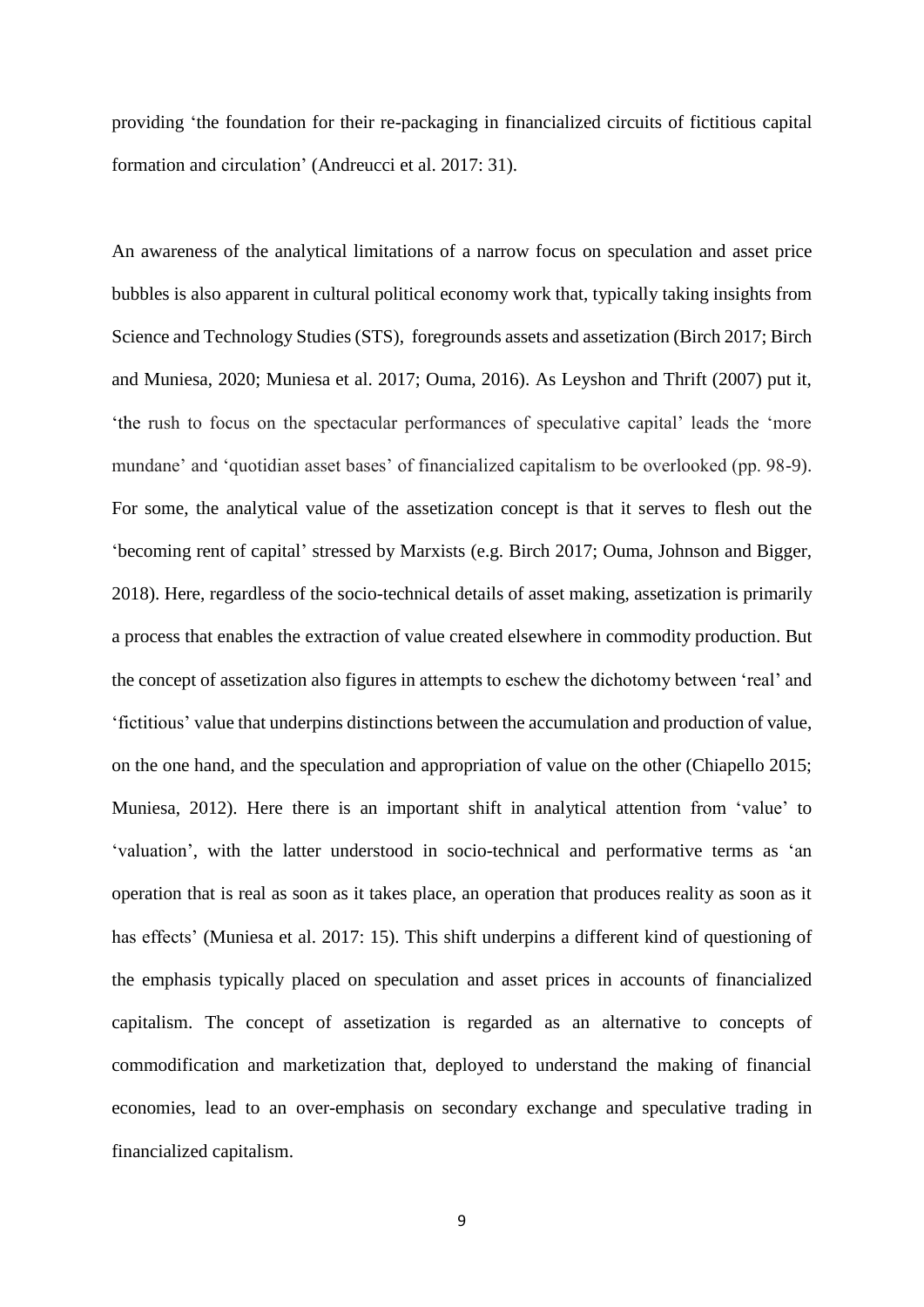providing 'the foundation for their re-packaging in financialized circuits of fictitious capital formation and circulation' (Andreucci et al. 2017: 31).

An awareness of the analytical limitations of a narrow focus on speculation and asset price bubbles is also apparent in cultural political economy work that, typically taking insights from Science and Technology Studies (STS), foregrounds assets and assetization (Birch 2017; Birch and Muniesa, 2020; Muniesa et al. 2017; Ouma, 2016). As Leyshon and Thrift (2007) put it, 'the rush to focus on the spectacular performances of speculative capital' leads the 'more mundane' and 'quotidian asset bases' of financialized capitalism to be overlooked (pp. 98-9). For some, the analytical value of the assetization concept is that it serves to flesh out the 'becoming rent of capital' stressed by Marxists (e.g. Birch 2017; Ouma, Johnson and Bigger, 2018). Here, regardless of the socio-technical details of asset making, assetization is primarily a process that enables the extraction of value created elsewhere in commodity production. But the concept of assetization also figures in attempts to eschew the dichotomy between 'real' and 'fictitious' value that underpins distinctions between the accumulation and production of value, on the one hand, and the speculation and appropriation of value on the other (Chiapello 2015; Muniesa, 2012). Here there is an important shift in analytical attention from 'value' to 'valuation', with the latter understood in socio-technical and performative terms as 'an operation that is real as soon as it takes place, an operation that produces reality as soon as it has effects' (Muniesa et al. 2017: 15). This shift underpins a different kind of questioning of the emphasis typically placed on speculation and asset prices in accounts of financialized capitalism. The concept of assetization is regarded as an alternative to concepts of commodification and marketization that, deployed to understand the making of financial economies, lead to an over-emphasis on secondary exchange and speculative trading in financialized capitalism.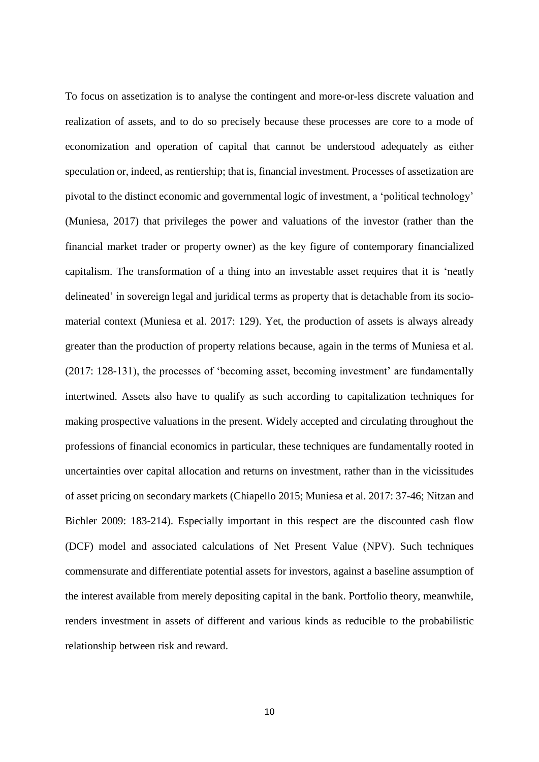To focus on assetization is to analyse the contingent and more-or-less discrete valuation and realization of assets, and to do so precisely because these processes are core to a mode of economization and operation of capital that cannot be understood adequately as either speculation or, indeed, as rentiership; that is, financial investment. Processes of assetization are pivotal to the distinct economic and governmental logic of investment, a 'political technology' (Muniesa, 2017) that privileges the power and valuations of the investor (rather than the financial market trader or property owner) as the key figure of contemporary financialized capitalism. The transformation of a thing into an investable asset requires that it is 'neatly delineated' in sovereign legal and juridical terms as property that is detachable from its socio-material context (Muniesa et al. 2017: 129). Yet, the production of assets is always already greater than the production of property relations because, again in the terms of Muniesa et al. (2017: 128-131), the processes of 'becoming asset, becoming investment' are fundamentally intertwined. Assets also have to qualify as such according to capitalization techniques for making prospective valuations in the present. Widely accepted and circulating throughout the professions of financial economics in particular, these techniques are fundamentally rooted in uncertainties over capital allocation and returns on investment, rather than in the vicissitudes of asset pricing on secondary markets (Chiapello 2015; Muniesa et al. 2017: 37-46; Nitzan and Bichler 2009: 183-214). Especially important in this respect are the discounted cash flow (DCF) model and associated calculations of Net Present Value (NPV). Such techniques commensurate and differentiate potential assets for investors, against a baseline assumption of the interest available from merely depositing capital in the bank. Portfolio theory, meanwhile, renders investment in assets of different and various kinds as reducible to the probabilistic relationship between risk and reward.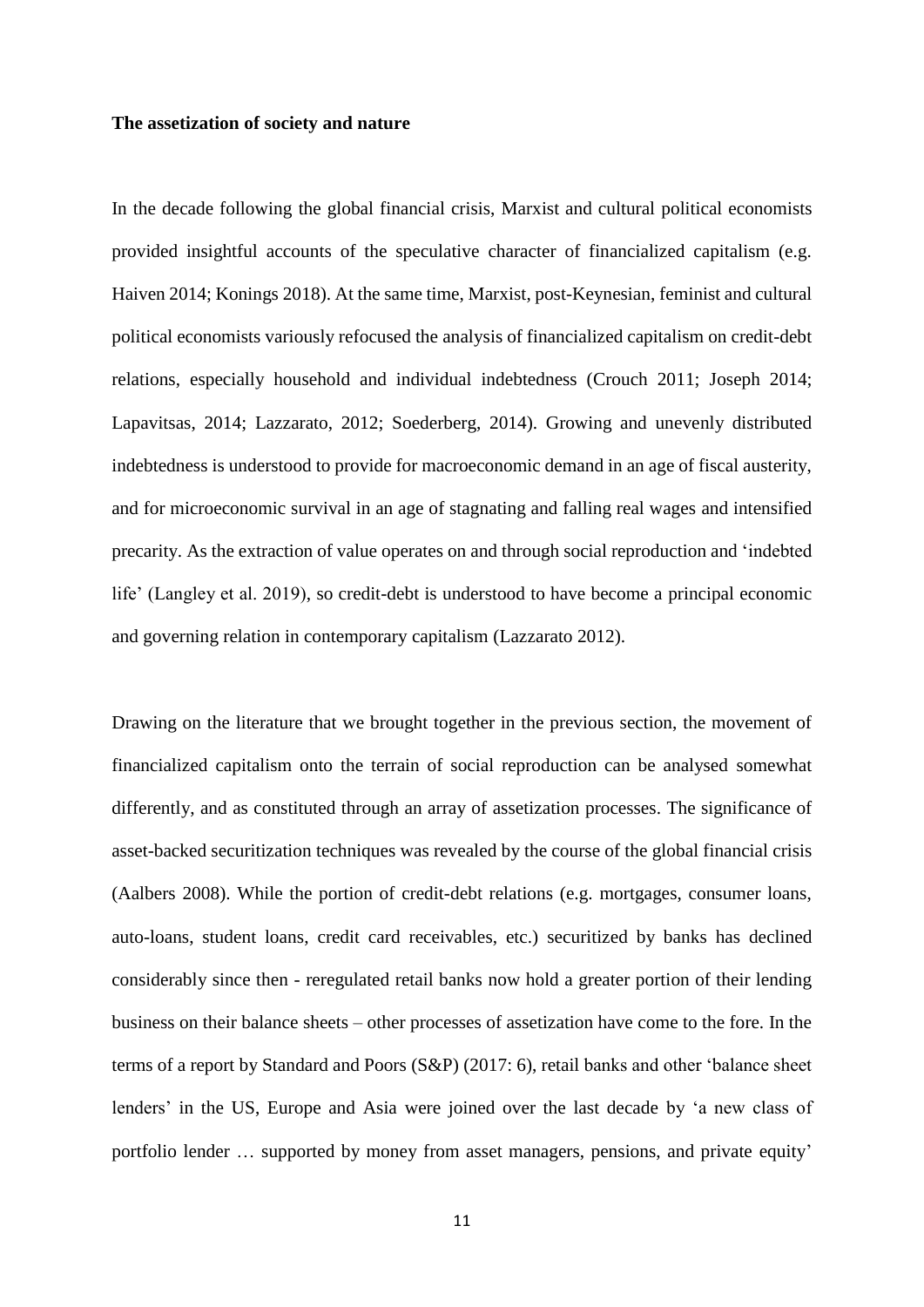**The assetization of society and nature**

In the decade following the global financial crisis, Marxist and cultural political economists provided insightful accounts of the speculative character of financialized capitalism (e.g. Haiven 2014; Konings 2018). At the same time, Marxist, post-Keynesian, feminist and cultural political economists variously refocused the analysis of financialized capitalism on credit-debt relations, especially household and individual indebtedness (Crouch 2011; Joseph 2014; Lapavitsas, 2014; Lazzarato, 2012; Soederberg, 2014). Growing and unevenly distributed indebtedness is understood to provide for macroeconomic demand in an age of fiscal austerity, and for microeconomic survival in an age of stagnating and falling real wages and intensified precarity. As the extraction of value operates on and through social reproduction and 'indebted life' (Langley et al. 2019), so credit-debt is understood to have become a principal economic and governing relation in contemporary capitalism (Lazzarato 2012).

Drawing on the literature that we brought together in the previous section, the movement of financialized capitalism onto the terrain of social reproduction can be analysed somewhat differently, and as constituted through an array of assetization processes. The significance of asset-backed securitization techniques was revealed by the course of the global financial crisis (Aalbers 2008). While the portion of credit-debt relations (e.g. mortgages, consumer loans, auto-loans, student loans, credit card receivables, etc.) securitized by banks has declined considerably since then - reregulated retail banks now hold a greater portion of their lending business on their balance sheets – other processes of assetization have come to the fore. In the terms of a report by Standard and Poors (S&P) (2017: 6), retail banks and other 'balance sheet lenders' in the US, Europe and Asia were joined over the last decade by 'a new class of portfolio lender … supported by money from asset managers, pensions, and private equity'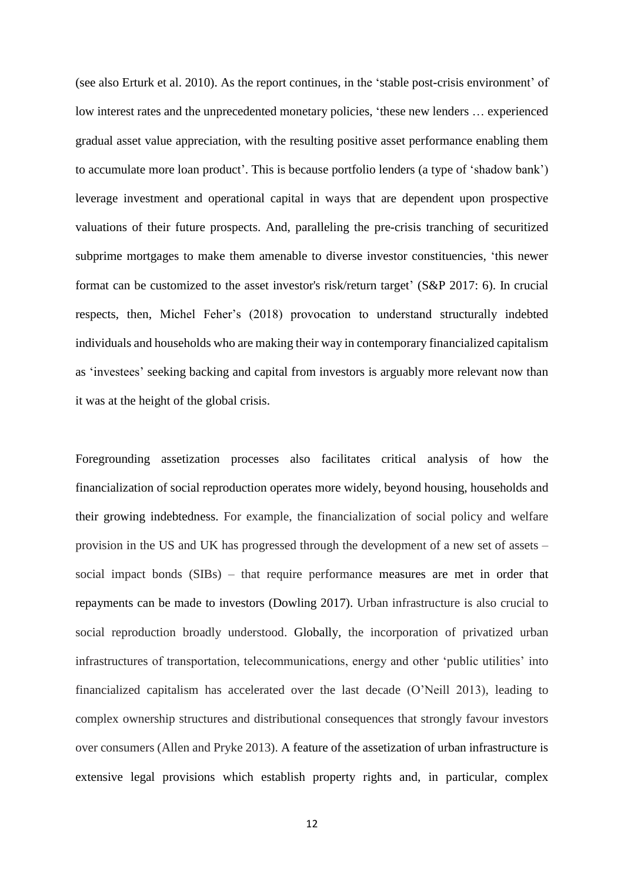(see also Erturk et al. 2010). As the report continues, in the 'stable post-crisis environment' of low interest rates and the unprecedented monetary policies, 'these new lenders … experienced gradual asset value appreciation, with the resulting positive asset performance enabling them to accumulate more loan product'. This is because portfolio lenders (a type of 'shadow bank') leverage investment and operational capital in ways that are dependent upon prospective valuations of their future prospects. And, paralleling the pre-crisis tranching of securitized subprime mortgages to make them amenable to diverse investor constituencies, 'this newer format can be customized to the asset investor's risk/return target' (S&P 2017: 6). In crucial respects, then, Michel Feher's (2018) provocation to understand structurally indebted individuals and households who are making their way in contemporary financialized capitalism as 'investees' seeking backing and capital from investors is arguably more relevant now than it was at the height of the global crisis.

Foregrounding assetization processes also facilitates critical analysis of how the financialization of social reproduction operates more widely, beyond housing, households and their growing indebtedness. For example, the financialization of social policy and welfare provision in the US and UK has progressed through the development of a new set of assets – social impact bonds (SIBs) – that require performance measures are met in order that repayments can be made to investors (Dowling 2017). Urban infrastructure is also crucial to social reproduction broadly understood. Globally, the incorporation of privatized urban infrastructures of transportation, telecommunications, energy and other 'public utilities' into financialized capitalism has accelerated over the last decade (O'Neill 2013), leading to complex ownership structures and distributional consequences that strongly favour investors over consumers (Allen and Pryke 2013). A feature of the assetization of urban infrastructure is extensive legal provisions which establish property rights and, in particular, complex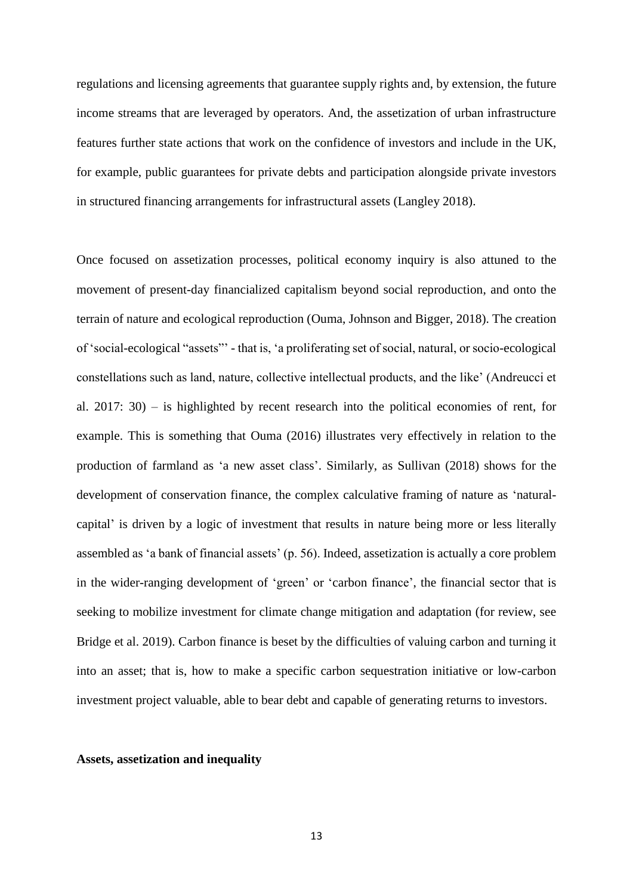regulations and licensing agreements that guarantee supply rights and, by extension, the future income streams that are leveraged by operators. And, the assetization of urban infrastructure features further state actions that work on the confidence of investors and include in the UK, for example, public guarantees for private debts and participation alongside private investors in structured financing arrangements for infrastructural assets (Langley 2018).

Once focused on assetization processes, political economy inquiry is also attuned to the movement of present-day financialized capitalism beyond social reproduction, and onto the terrain of nature and ecological reproduction (Ouma, Johnson and Bigger, 2018). The creation of 'social-ecological "assets"' - that is, 'a proliferating set of social, natural, or socio-ecological constellations such as land, nature, collective intellectual products, and the like' (Andreucci et al. 2017: 30) – is highlighted by recent research into the political economies of rent, for example. This is something that Ouma (2016) illustrates very effectively in relation to the production of farmland as 'a new asset class'. Similarly, as Sullivan (2018) shows for the development of conservation finance, the complex calculative framing of nature as 'natural-capital' is driven by a logic of investment that results in nature being more or less literally assembled as 'a bank of financial assets' (p. 56). Indeed, assetization is actually a core problem in the wider-ranging development of 'green' or 'carbon finance', the financial sector that is seeking to mobilize investment for climate change mitigation and adaptation (for review, see Bridge et al. 2019). Carbon finance is beset by the difficulties of valuing carbon and turning it into an asset; that is, how to make a specific carbon sequestration initiative or low-carbon investment project valuable, able to bear debt and capable of generating returns to investors.

**Assets, assetization and inequality**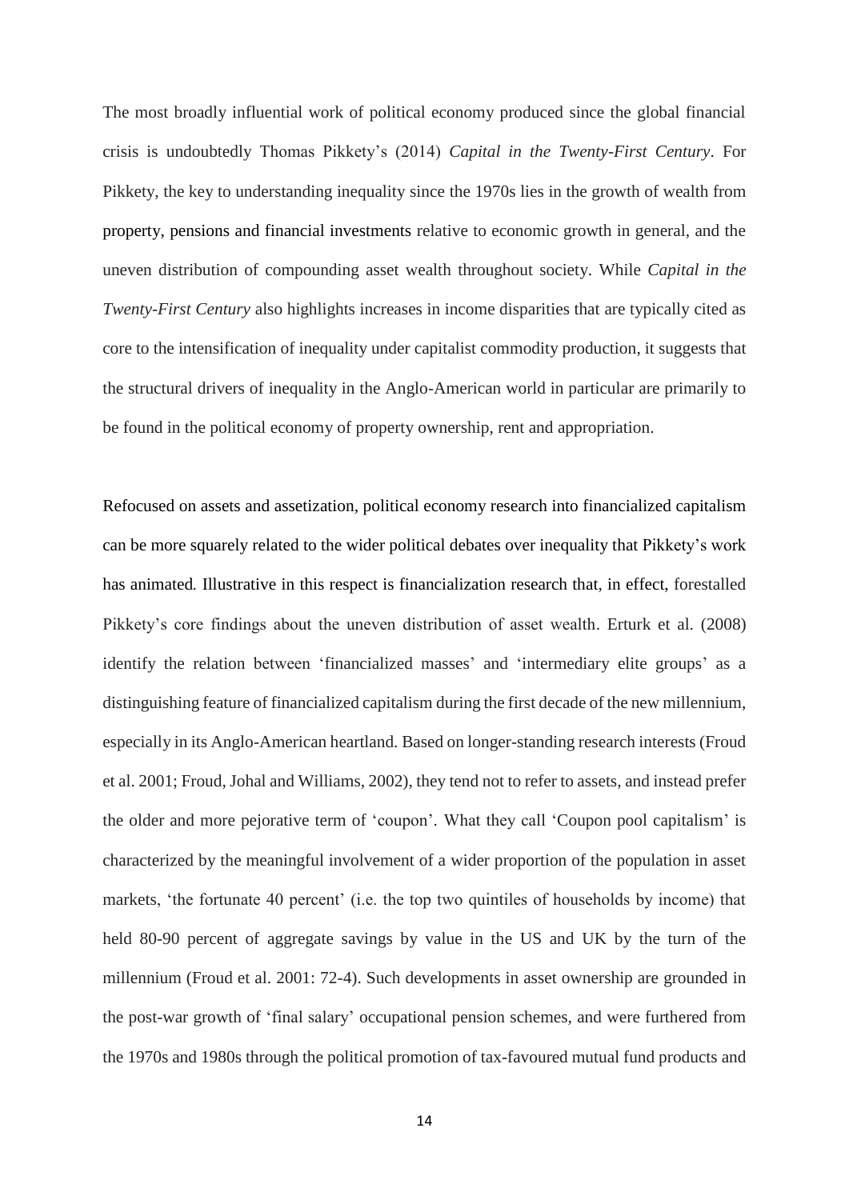The most broadly influential work of political economy produced since the global financial crisis is undoubtedly Thomas Pikkety's (2014) *Capital in the Twenty-First Century*. For Pikkety, the key to understanding inequality since the 1970s lies in the growth of wealth from property, pensions and financial investments relative to economic growth in general, and the uneven distribution of compounding asset wealth throughout society. While *Capital in the Twenty-First Century* also highlights increases in income disparities that are typically cited as core to the intensification of inequality under capitalist commodity production, it suggests that the structural drivers of inequality in the Anglo-American world in particular are primarily to be found in the political economy of property ownership, rent and appropriation.

Refocused on assets and assetization, political economy research into financialized capitalism can be more squarely related to the wider political debates over inequality that Pikkety's work has animated. Illustrative in this respect is financialization research that, in effect, forestalled Pikkety's core findings about the uneven distribution of asset wealth. Erturk et al. (2008) identify the relation between 'financialized masses' and 'intermediary elite groups' as a distinguishing feature of financialized capitalism during the first decade of the new millennium, especially in its Anglo-American heartland. Based on longer-standing research interests (Froud et al. 2001; Froud, Johal and Williams, 2002), they tend not to refer to assets, and instead prefer the older and more pejorative term of 'coupon'. What they call 'Coupon pool capitalism' is characterized by the meaningful involvement of a wider proportion of the population in asset markets, 'the fortunate 40 percent' (i.e. the top two quintiles of households by income) that held 80-90 percent of aggregate savings by value in the US and UK by the turn of the millennium (Froud et al. 2001: 72-4). Such developments in asset ownership are grounded in the post-war growth of 'final salary' occupational pension schemes, and were furthered from the 1970s and 1980s through the political promotion of tax-favoured mutual fund products and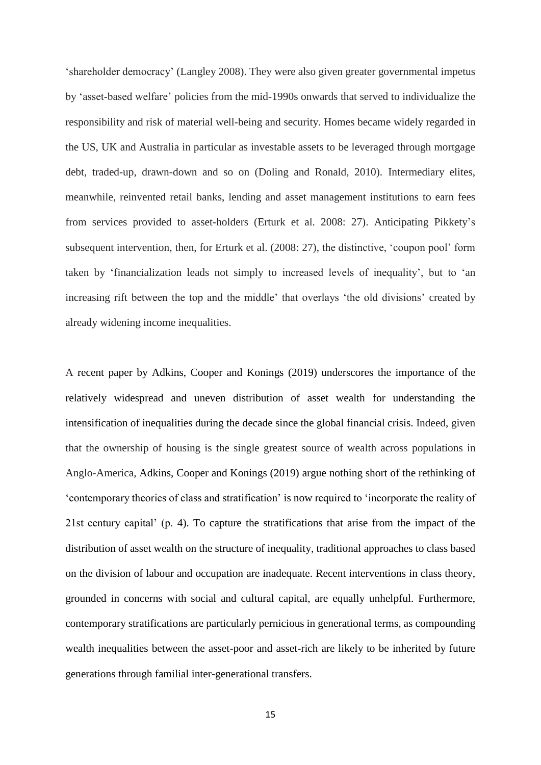'shareholder democracy' (Langley 2008). They were also given greater governmental impetus by 'asset-based welfare' policies from the mid-1990s onwards that served to individualize the responsibility and risk of material well-being and security. Homes became widely regarded in the US, UK and Australia in particular as investable assets to be leveraged through mortgage debt, traded-up, drawn-down and so on (Doling and Ronald, 2010). Intermediary elites, meanwhile, reinvented retail banks, lending and asset management institutions to earn fees from services provided to asset-holders (Erturk et al. 2008: 27). Anticipating Pikkety's subsequent intervention, then, for Erturk et al. (2008: 27), the distinctive, 'coupon pool' form taken by 'financialization leads not simply to increased levels of inequality', but to 'an increasing rift between the top and the middle' that overlays 'the old divisions' created by already widening income inequalities.

A recent paper by Adkins, Cooper and Konings (2019) underscores the importance of the relatively widespread and uneven distribution of asset wealth for understanding the intensification of inequalities during the decade since the global financial crisis. Indeed, given that the ownership of housing is the single greatest source of wealth across populations in Anglo-America, Adkins, Cooper and Konings (2019) argue nothing short of the rethinking of 'contemporary theories of class and stratification' is now required to 'incorporate the reality of 21st century capital' (p. 4). To capture the stratifications that arise from the impact of the distribution of asset wealth on the structure of inequality, traditional approaches to class based on the division of labour and occupation are inadequate. Recent interventions in class theory, grounded in concerns with social and cultural capital, are equally unhelpful. Furthermore, contemporary stratifications are particularly pernicious in generational terms, as compounding wealth inequalities between the asset-poor and asset-rich are likely to be inherited by future generations through familial inter-generational transfers.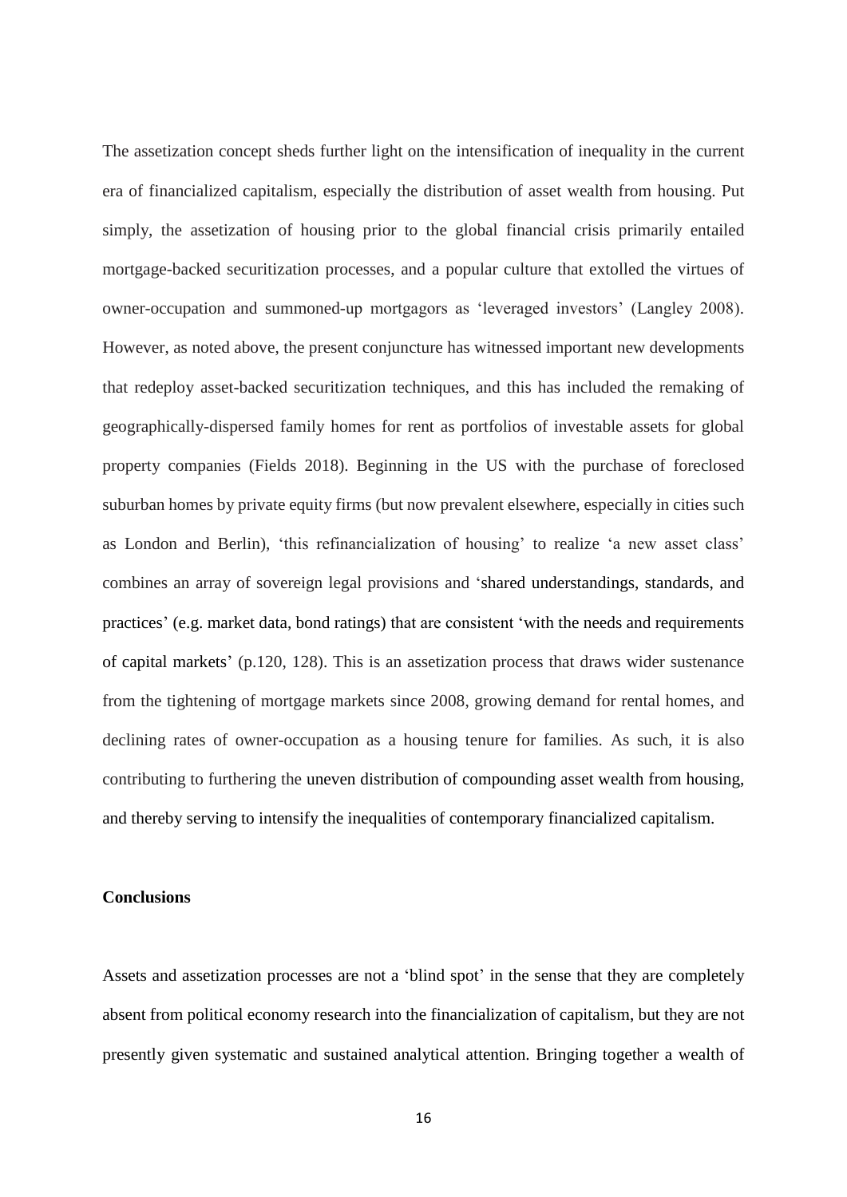The assetization concept sheds further light on the intensification of inequality in the current era of financialized capitalism, especially the distribution of asset wealth from housing. Put simply, the assetization of housing prior to the global financial crisis primarily entailed mortgage-backed securitization processes, and a popular culture that extolled the virtues of owner-occupation and summoned-up mortgagors as 'leveraged investors' (Langley 2008). However, as noted above, the present conjuncture has witnessed important new developments that redeploy asset-backed securitization techniques, and this has included the remaking of geographically-dispersed family homes for rent as portfolios of investable assets for global property companies (Fields 2018). Beginning in the US with the purchase of foreclosed suburban homes by private equity firms (but now prevalent elsewhere, especially in cities such as London and Berlin), 'this refinancialization of housing' to realize 'a new asset class' combines an array of sovereign legal provisions and 'shared understandings, standards, and practices' (e.g. market data, bond ratings) that are consistent 'with the needs and requirements of capital markets' (p.120, 128). This is an assetization process that draws wider sustenance from the tightening of mortgage markets since 2008, growing demand for rental homes, and declining rates of owner-occupation as a housing tenure for families. As such, it is also contributing to furthering the uneven distribution of compounding asset wealth from housing, and thereby serving to intensify the inequalities of contemporary financialized capitalism.

**Conclusions**

Assets and assetization processes are not a 'blind spot' in the sense that they are completely absent from political economy research into the financialization of capitalism, but they are not presently given systematic and sustained analytical attention. Bringing together a wealth of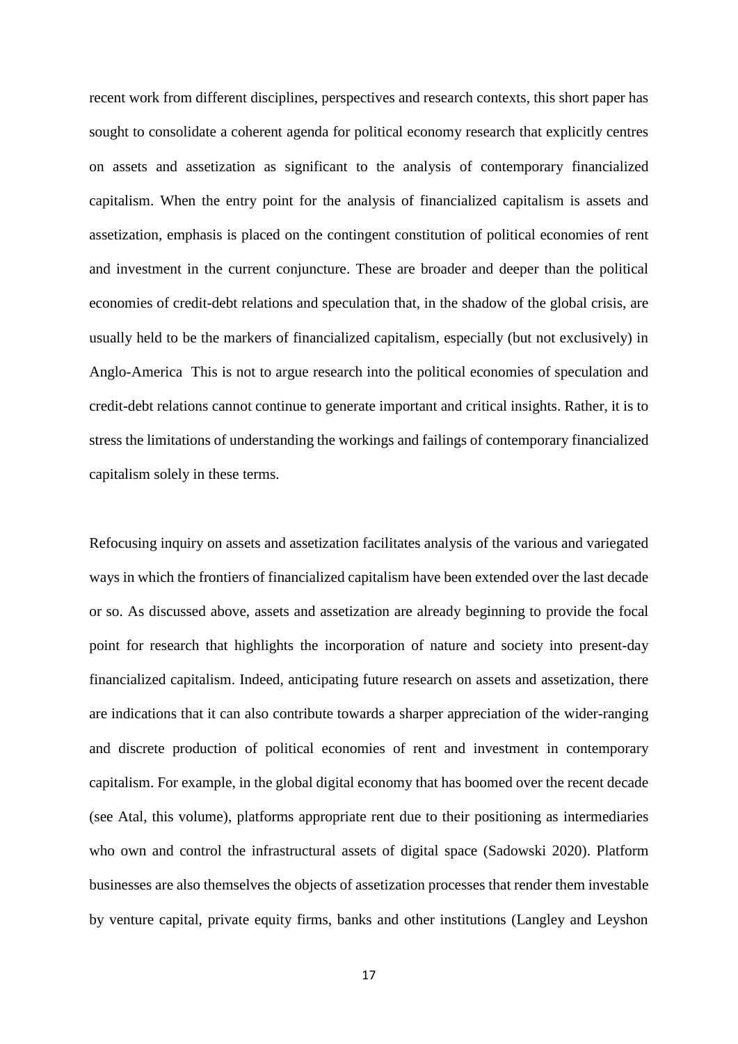recent work from different disciplines, perspectives and research contexts, this short paper has sought to consolidate a coherent agenda for political economy research that explicitly centres on assets and assetization as significant to the analysis of contemporary financialized capitalism. When the entry point for the analysis of financialized capitalism is assets and assetization, emphasis is placed on the contingent constitution of political economies of rent and investment in the current conjuncture. These are broader and deeper than the political economies of credit-debt relations and speculation that, in the shadow of the global crisis, are usually held to be the markers of financialized capitalism, especially (but not exclusively) in Anglo-America This is not to argue research into the political economies of speculation and credit-debt relations cannot continue to generate important and critical insights. Rather, it is to stress the limitations of understanding the workings and failings of contemporary financialized capitalism solely in these terms.

Refocusing inquiry on assets and assetization facilitates analysis of the various and variegated ways in which the frontiers of financialized capitalism have been extended over the last decade or so. As discussed above, assets and assetization are already beginning to provide the focal point for research that highlights the incorporation of nature and society into present-day financialized capitalism. Indeed, anticipating future research on assets and assetization, there are indications that it can also contribute towards a sharper appreciation of the wider-ranging and discrete production of political economies of rent and investment in contemporary capitalism. For example, in the global digital economy that has boomed over the recent decade (see Atal, this volume), platforms appropriate rent due to their positioning as intermediaries who own and control the infrastructural assets of digital space (Sadowski 2020). Platform businesses are also themselves the objects of assetization processes that render them investable by venture capital, private equity firms, banks and other institutions (Langley and Leyshon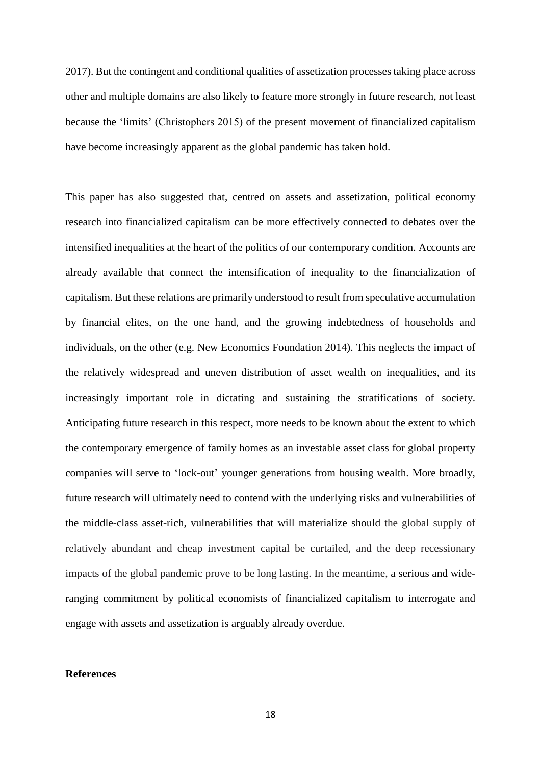2017). But the contingent and conditional qualities of assetization processes taking place across other and multiple domains are also likely to feature more strongly in future research, not least because the 'limits' (Christophers 2015) of the present movement of financialized capitalism have become increasingly apparent as the global pandemic has taken hold.

This paper has also suggested that, centred on assets and assetization, political economy research into financialized capitalism can be more effectively connected to debates over the intensified inequalities at the heart of the politics of our contemporary condition. Accounts are already available that connect the intensification of inequality to the financialization of capitalism. But these relations are primarily understood to result from speculative accumulation by financial elites, on the one hand, and the growing indebtedness of households and individuals, on the other (e.g. New Economics Foundation 2014). This neglects the impact of the relatively widespread and uneven distribution of asset wealth on inequalities, and its increasingly important role in dictating and sustaining the stratifications of society. Anticipating future research in this respect, more needs to be known about the extent to which the contemporary emergence of family homes as an investable asset class for global property companies will serve to 'lock-out' younger generations from housing wealth. More broadly, future research will ultimately need to contend with the underlying risks and vulnerabilities of the middle-class asset-rich, vulnerabilities that will materialize should the global supply of relatively abundant and cheap investment capital be curtailed, and the deep recessionary impacts of the global pandemic prove to be long lasting. In the meantime, a serious and wide-ranging commitment by political economists of financialized capitalism to interrogate and engage with assets and assetization is arguably already overdue.

**References**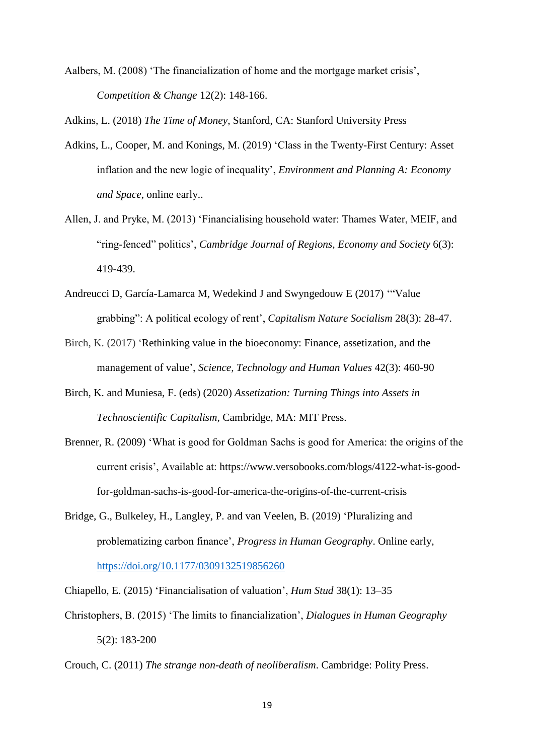Aalbers, M. (2008) 'The financialization of home and the mortgage market crisis', *Competition & Change* 12(2): 148-166.

Adkins, L. (2018) *The Time of Money*, Stanford, CA: Stanford University Press

Adkins, L., Cooper, M. and Konings, M. (2019) 'Class in the Twenty-First Century: Asset inflation and the new logic of inequality', *Environment and Planning A: Economy and Space*, online early..

Allen, J. and Pryke, M. (2013) 'Financialising household water: Thames Water, MEIF, and "ring-fenced" politics', *Cambridge Journal of Regions, Economy and Society* 6(3): 419-439.

Andreucci D, García-Lamarca M, Wedekind J and Swyngedouw E (2017) '"Value grabbing": A political ecology of rent', *Capitalism Nature Socialism* 28(3): 28-47.

Birch, K. (2017) 'Rethinking value in the bioeconomy: Finance, assetization, and the management of value', *Science, Technology and Human Values* 42(3): 460-90

Birch, K. and Muniesa, F. (eds) (2020) *Assetization: Turning Things into Assets in Technoscientific Capitalism*, Cambridge, MA: MIT Press.

Brenner, R. (2009) 'What is good for Goldman Sachs is good for America: the origins of the current crisis', Available at: https://www.versobooks.com/blogs/4122-what-is-good-for-goldman-sachs-is-good-for-america-the-origins-of-the-current-crisis

Bridge, G., Bulkeley, H., Langley, P. and van Veelen, B. (2019) 'Pluralizing and problematizing carbon finance', *Progress in Human Geography*. Online early, https://doi.org/10.1177/0309132519856260

Chiapello, E. (2015) 'Financialisation of valuation', *Hum Stud* 38(1): 13–35

Christophers, B. (2015) 'The limits to financialization', *Dialogues in Human Geography* 5(2): 183-200

Crouch, C. (2011) *The strange non-death of neoliberalism*. Cambridge: Polity Press.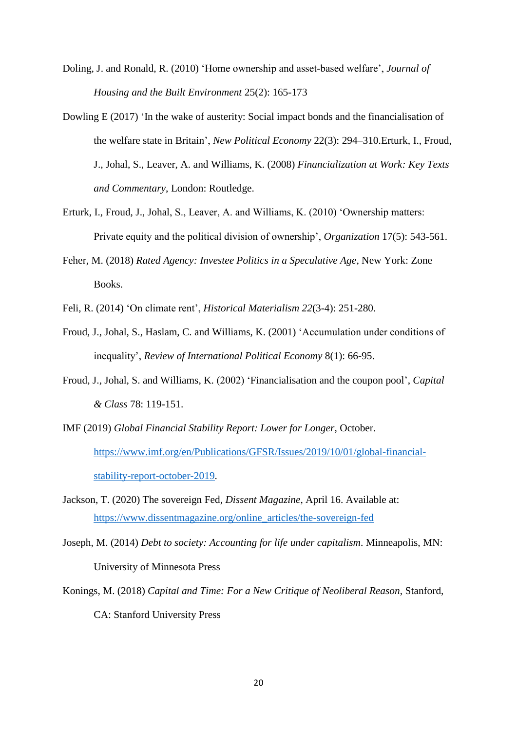Doling, J. and Ronald, R. (2010) 'Home ownership and asset-based welfare', *Journal of Housing and the Built Environment* 25(2): 165-173

Dowling E (2017) 'In the wake of austerity: Social impact bonds and the financialisation of the welfare state in Britain', *New Political Economy* 22(3): 294–310.Erturk, I., Froud, J., Johal, S., Leaver, A. and Williams, K. (2008) *Financialization at Work: Key Texts and Commentary*, London: Routledge.

Erturk, I., Froud, J., Johal, S., Leaver, A. and Williams, K. (2010) 'Ownership matters: Private equity and the political division of ownership', *Organization* 17(5): 543-561.

Feher, M. (2018) *Rated Agency: Investee Politics in a Speculative Age*, New York: Zone Books.

Feli, R. (2014) 'On climate rent', *Historical Materialism 22*(3-4): 251-280.

Froud, J., Johal, S., Haslam, C. and Williams, K. (2001) 'Accumulation under conditions of inequality', *Review of International Political Economy* 8(1): 66-95.

Froud, J., Johal, S. and Williams, K. (2002) 'Financialisation and the coupon pool', *Capital & Class* 78: 119-151.

IMF (2019) *Global Financial Stability Report: Lower for Longer*, October. https://www.imf.org/en/Publications/GFSR/Issues/2019/10/01/global-financial-stability-report-october-2019.

Jackson, T. (2020) The sovereign Fed, *Dissent Magazine*, April 16. Available at: https://www.dissentmagazine.org/online_articles/the-sovereign-fed

Joseph, M. (2014) *Debt to society: Accounting for life under capitalism*. Minneapolis, MN: University of Minnesota Press

Konings, M. (2018) *Capital and Time: For a New Critique of Neoliberal Reason*, Stanford, CA: Stanford University Press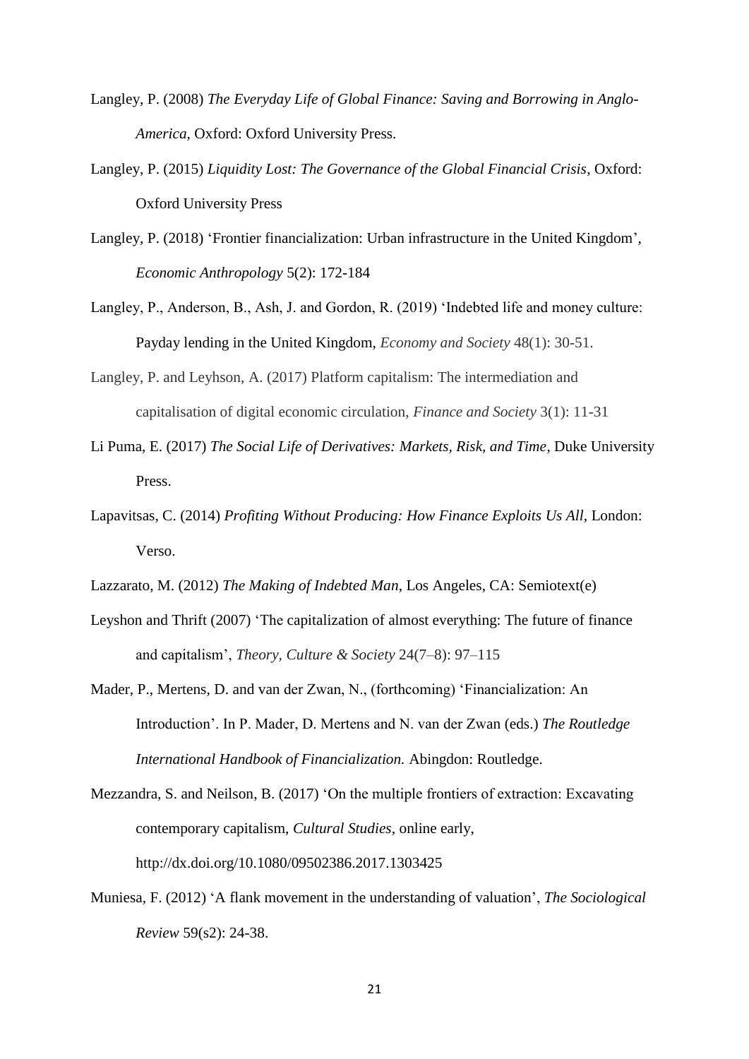Langley, P. (2008) *The Everyday Life of Global Finance: Saving and Borrowing in Anglo-America*, Oxford: Oxford University Press.

Langley, P. (2015) *Liquidity Lost: The Governance of the Global Financial Crisis*, Oxford: Oxford University Press

Langley, P. (2018) 'Frontier financialization: Urban infrastructure in the United Kingdom', *Economic Anthropology* 5(2): 172-184

Langley, P., Anderson, B., Ash, J. and Gordon, R. (2019) 'Indebted life and money culture: Payday lending in the United Kingdom, *Economy and Society* 48(1): 30-51.

Langley, P. and Leyhson, A. (2017) Platform capitalism: The intermediation and capitalisation of digital economic circulation, *Finance and Society* 3(1): 11-31

Li Puma, E. (2017) *The Social Life of Derivatives: Markets, Risk, and Time*, Duke University Press.

Lapavitsas, C. (2014) *Profiting Without Producing: How Finance Exploits Us All*, London: Verso.

Lazzarato, M. (2012) *The Making of Indebted Man*, Los Angeles, CA: Semiotext(e)

Leyshon and Thrift (2007) 'The capitalization of almost everything: The future of finance and capitalism', *Theory, Culture & Society* 24(7–8): 97–115

Mader, P., Mertens, D. and van der Zwan, N., (forthcoming) 'Financialization: An Introduction'. In P. Mader, D. Mertens and N. van der Zwan (eds.) *The Routledge International Handbook of Financialization.* Abingdon: Routledge.

Mezzandra, S. and Neilson, B. (2017) 'On the multiple frontiers of extraction: Excavating contemporary capitalism, *Cultural Studies*, online early, http://dx.doi.org/10.1080/09502386.2017.1303425

Muniesa, F. (2012) 'A flank movement in the understanding of valuation', *The Sociological Review* 59(s2): 24-38.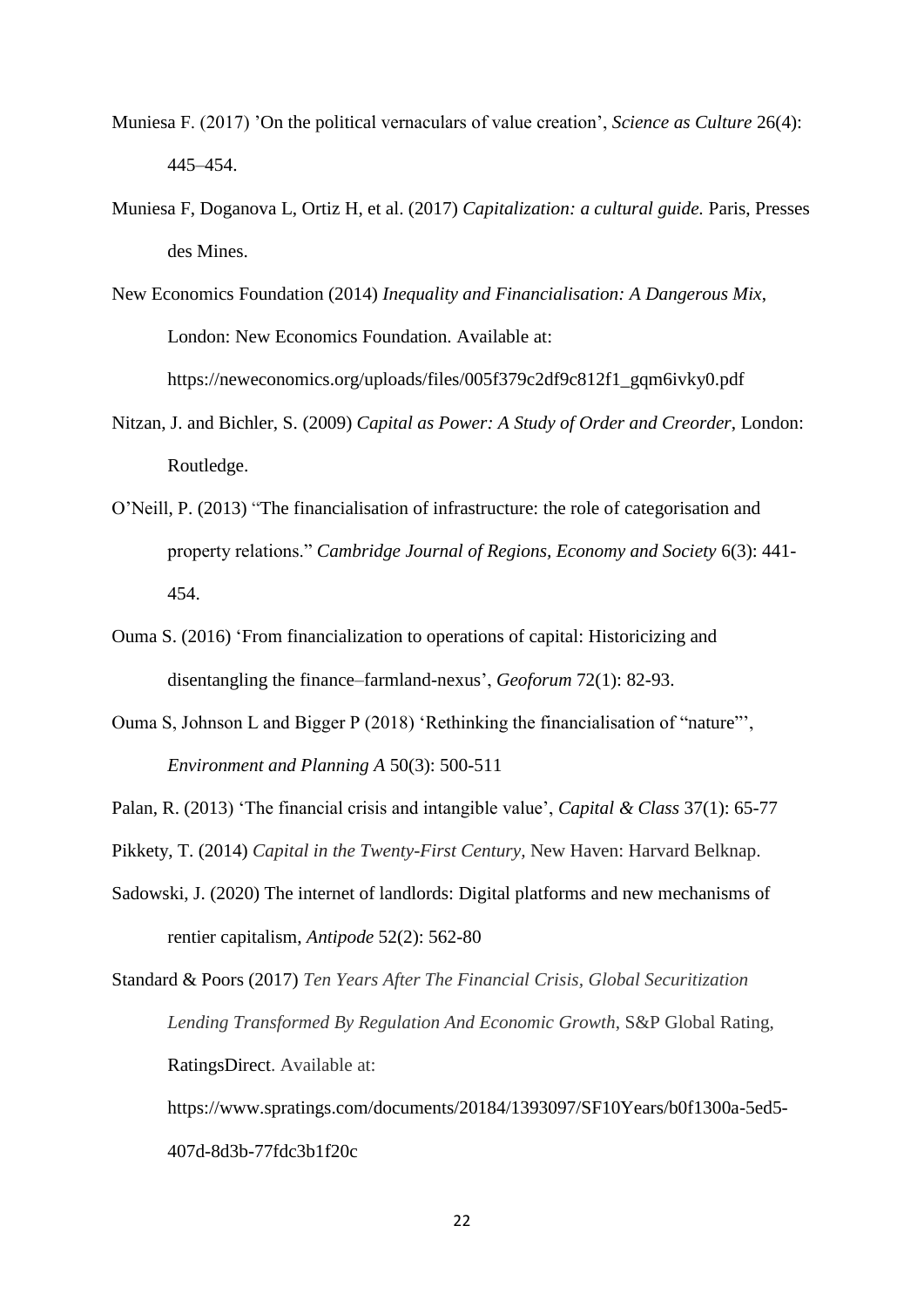Muniesa F. (2017) 'On the political vernaculars of value creation', *Science as Culture* 26(4): 445–454.

Muniesa F, Doganova L, Ortiz H, et al. (2017) *Capitalization: a cultural guide.* Paris, Presses des Mines.

New Economics Foundation (2014) *Inequality and Financialisation: A Dangerous Mix*, London: New Economics Foundation. Available at: https://neweconomics.org/uploads/files/005f379c2df9c812f1_gqm6ivky0.pdf

Nitzan, J. and Bichler, S. (2009) *Capital as Power: A Study of Order and Creorder*, London: Routledge.

O'Neill, P. (2013) "The financialisation of infrastructure: the role of categorisation and property relations." *Cambridge Journal of Regions, Economy and Society* 6(3): 441-454.

Ouma S. (2016) 'From financialization to operations of capital: Historicizing and disentangling the finance–farmland-nexus', *Geoforum* 72(1): 82-93.

Ouma S, Johnson L and Bigger P (2018) 'Rethinking the financialisation of "nature"', *Environment and Planning A* 50(3): 500-511

Palan, R. (2013) 'The financial crisis and intangible value', *Capital & Class* 37(1): 65-77

Pikkety, T. (2014) *Capital in the Twenty-First Century*, New Haven: Harvard Belknap.

Sadowski, J. (2020) The internet of landlords: Digital platforms and new mechanisms of rentier capitalism, *Antipode* 52(2): 562-80

Standard & Poors (2017) *Ten Years After The Financial Crisis, Global Securitization Lending Transformed By Regulation And Economic Growth*, S&P Global Rating, RatingsDirect. Available at: https://www.spratings.com/documents/20184/1393097/SF10Years/b0f1300a-5ed5-407d-8d3b-77fdc3b1f20c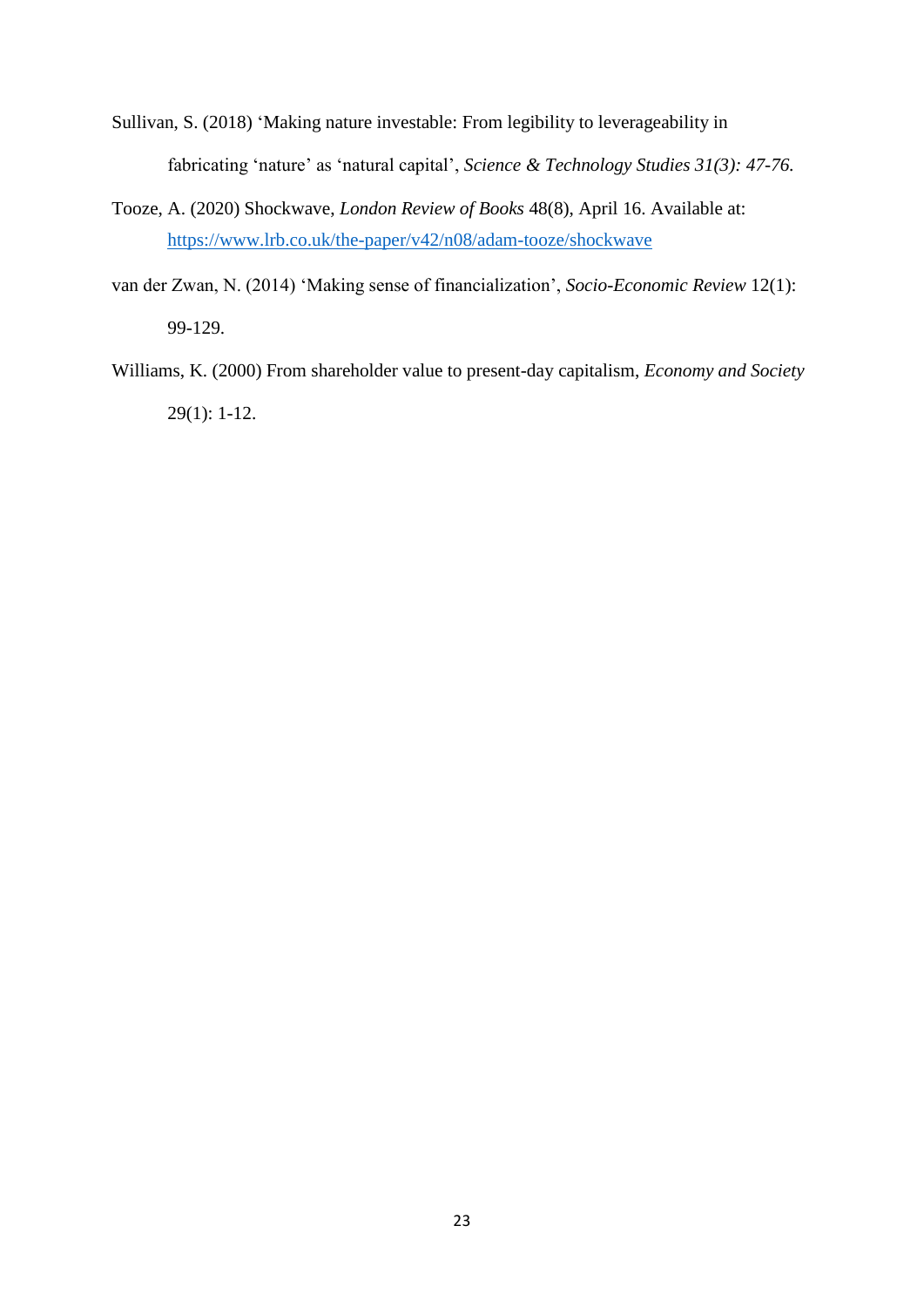Sullivan, S. (2018) 'Making nature investable: From legibility to leverageability in fabricating 'nature' as 'natural capital', *Science & Technology Studies 31(3): 47-76.*

Tooze, A. (2020) Shockwave, *London Review of Books* 48(8), April 16. Available at: https://www.lrb.co.uk/the-paper/v42/n08/adam-tooze/shockwave

van der Zwan, N. (2014) 'Making sense of financialization', *Socio-Economic Review* 12(1): 99-129.

Williams, K. (2000) From shareholder value to present-day capitalism, *Economy and Society* 29(1): 1-12.